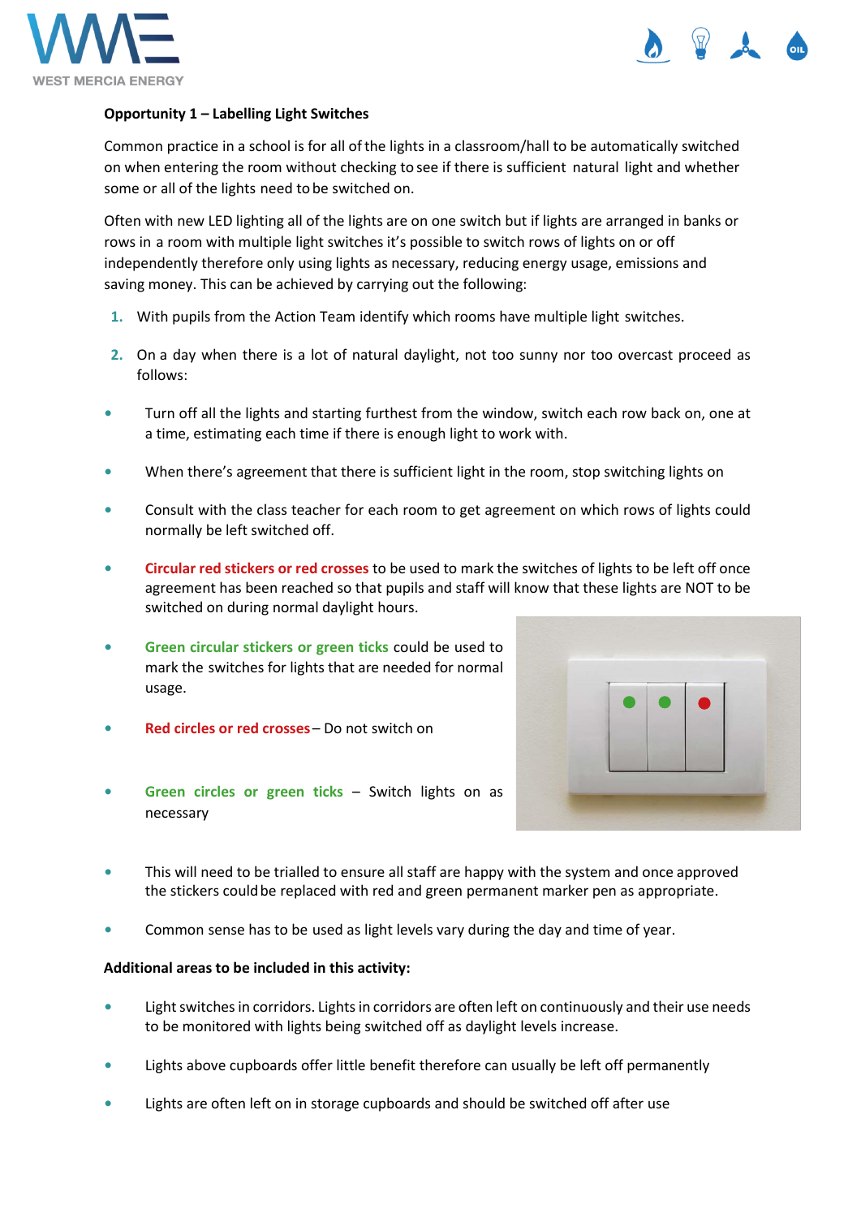**Opportunity 1 – Labelling Light Switches**

Common practice in a school is for all of the lights in a classroom/hall to be automatically switched on when entering the room without checking to see if there is sufficient natural light and whether some or all of the lights need to be switched on.

Often with new LED lighting all of the lights are on one switch but if lights are arranged in banks or rows in a room with multiple light switches it's possible to switch rows of lights on or off independently therefore only using lights as necessary, reducing energy usage, emissions and saving money. This can be achieved by carrying out the following:

1. With pupils from the Action Team identify which rooms have multiple light switches.
2. On a day when there is a lot of natural daylight, not too sunny nor too overcast proceed as follows:

- Turn off all the lights and starting furthest from the window, switch each row back on, one at a time, estimating each time if there is enough light to work with.
- When there's agreement that there is sufficient light in the room, stop switching lights on
- Consult with the class teacher for each room to get agreement on which rows of lights could normally be left switched off.
- **Circular red stickers or red crosses** to be used to mark the switches of lights to be left off once agreement has been reached so that pupils and staff will know that these lights are NOT to be switched on during normal daylight hours.
- **Green circular stickers or green ticks** could be used to mark the switches for lights that are needed for normal usage.
- **Red circles or red crosses** – Do not switch on
- **Green circles or green ticks** – Switch lights on as necessary
- This will need to be trialled to ensure all staff are happy with the system and once approved the stickers could be replaced with red and green permanent marker pen as appropriate.
- Common sense has to be used as light levels vary during the day and time of year.

**Additional areas to be included in this activity:**

- Light switches in corridors. Lights in corridors are often left on continuously and their use needs to be monitored with lights being switched off as daylight levels increase.
- Lights above cupboards offer little benefit therefore can usually be left off permanently
- Lights are often left on in storage cupboards and should be switched off after use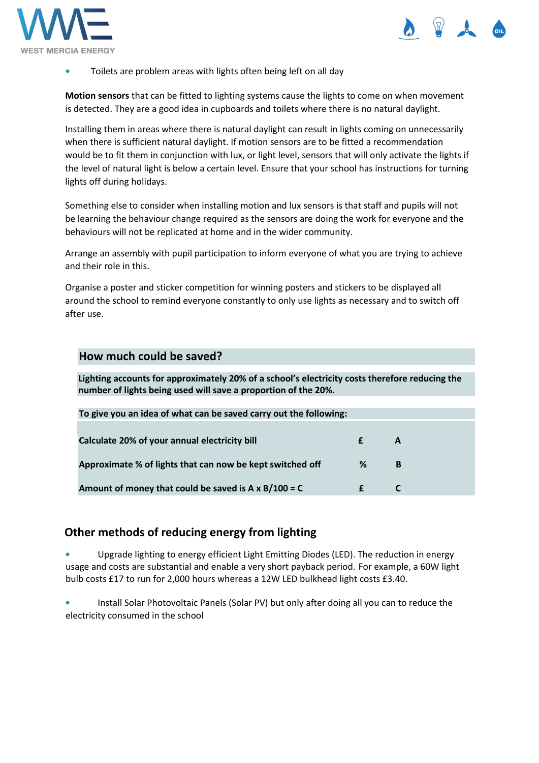- Toilets are problem areas with lights often being left on all day

**Motion sensors** that can be fitted to lighting systems cause the lights to come on when movement is detected. They are a good idea in cupboards and toilets where there is no natural daylight.

Installing them in areas where there is natural daylight can result in lights coming on unnecessarily when there is sufficient natural daylight. If motion sensors are to be fitted a recommendation would be to fit them in conjunction with lux, or light level, sensors that will only activate the lights if the level of natural light is below a certain level. Ensure that your school has instructions for turning lights off during holidays.

Something else to consider when installing motion and lux sensors is that staff and pupils will not be learning the behaviour change required as the sensors are doing the work for everyone and the behaviours will not be replicated at home and in the wider community.

Arrange an assembly with pupil participation to inform everyone of what you are trying to achieve and their role in this.

Organise a poster and sticker competition for winning posters and stickers to be displayed all around the school to remind everyone constantly to only use lights as necessary and to switch off after use.

## How much could be saved?

**Lighting accounts for approximately 20% of a school's electricity costs therefore reducing the number of lights being used will save a proportion of the 20%.**

**To give you an idea of what can be saved carry out the following:**

| | | |
|---|---|---|
| **Calculate 20% of your annual electricity bill** | **£** | **A** |
| **Approximate % of lights that can now be kept switched off** | **%** | **B** |
| **Amount of money that could be saved is A x B/100 = C** | **£** | **C** |

## Other methods of reducing energy from lighting

- Upgrade lighting to energy efficient Light Emitting Diodes (LED). The reduction in energy usage and costs are substantial and enable a very short payback period. For example, a 60W light bulb costs £17 to run for 2,000 hours whereas a 12W LED bulkhead light costs £3.40.

- Install Solar Photovoltaic Panels (Solar PV) but only after doing all you can to reduce the electricity consumed in the school